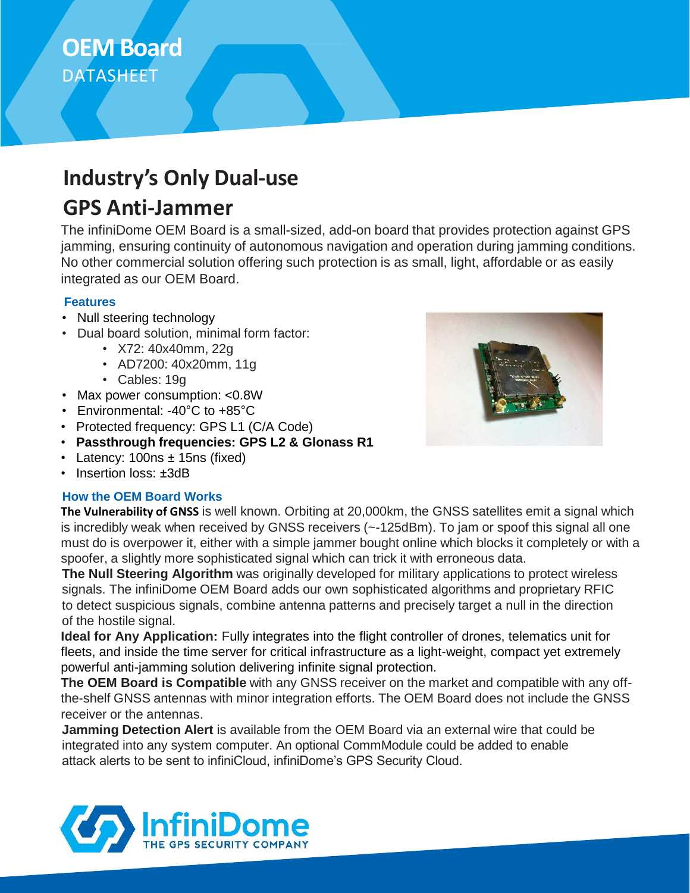# OEM Board

DATASHEET

## Industry's Only Dual-use GPS Anti-Jammer

The infiniDome OEM Board is a small-sized, add-on board that provides protection against GPS jamming, ensuring continuity of autonomous navigation and operation during jamming conditions. No other commercial solution offering such protection is as small, light, affordable or as easily integrated as our OEM Board.

### Features

- Null steering technology
- Dual board solution, minimal form factor:
  - X72: 40x40mm, 22g
  - AD7200: 40x20mm, 11g
  - Cables: 19g
- Max power consumption: <0.8W
- Environmental: -40°C to +85°C
- Protected frequency: GPS L1 (C/A Code)
- **Passthrough frequencies: GPS L2 & Glonass R1**
- Latency: 100ns ± 15ns (fixed)
- Insertion loss: ±3dB

### How the OEM Board Works

**The Vulnerability of GNSS** is well known. Orbiting at 20,000km, the GNSS satellites emit a signal which is incredibly weak when received by GNSS receivers (~-125dBm). To jam or spoof this signal all one must do is overpower it, either with a simple jammer bought online which blocks it completely or with a spoofer, a slightly more sophisticated signal which can trick it with erroneous data.

**The Null Steering Algorithm** was originally developed for military applications to protect wireless signals. The infiniDome OEM Board adds our own sophisticated algorithms and proprietary RFIC to detect suspicious signals, combine antenna patterns and precisely target a null in the direction of the hostile signal.

**Ideal for Any Application:** Fully integrates into the flight controller of drones, telematics unit for fleets, and inside the time server for critical infrastructure as a light-weight, compact yet extremely powerful anti-jamming solution delivering infinite signal protection.

**The OEM Board is Compatible** with any GNSS receiver on the market and compatible with any off-the-shelf GNSS antennas with minor integration efforts. The OEM Board does not include the GNSS receiver or the antennas.

**Jamming Detection Alert** is available from the OEM Board via an external wire that could be integrated into any system computer. An optional CommModule could be added to enable attack alerts to be sent to infiniCloud, infiniDome's GPS Security Cloud.

InfiniDome
THE GPS SECURITY COMPANY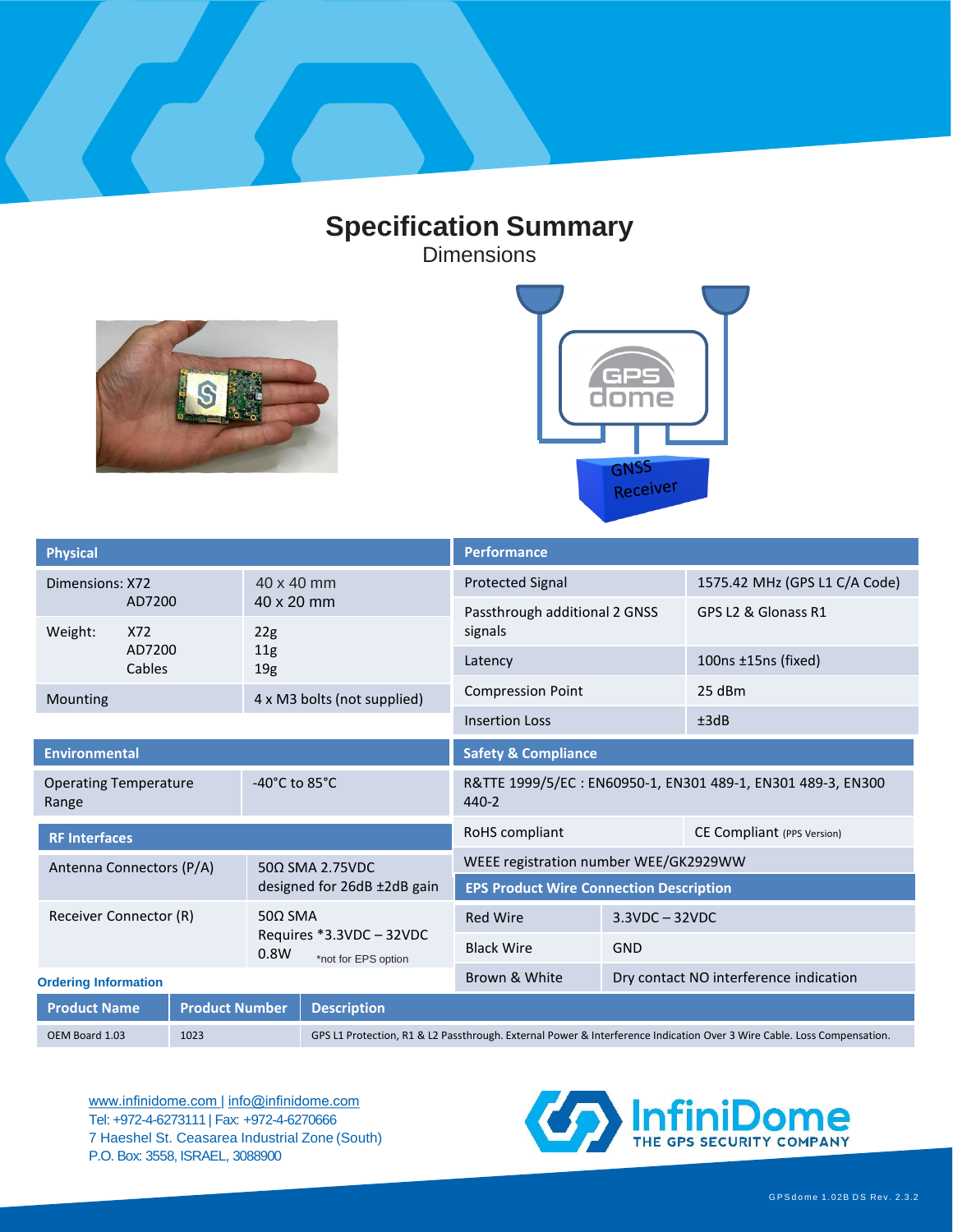# Specification Summary

## Dimensions

| Physical | |
|---|---|
| Dimensions: X72<br>AD7200 | 40 x 40 mm<br>40 x 20 mm |
| Weight: X72<br>AD7200<br>Cables | 22g<br>11g<br>19g |
| Mounting | 4 x M3 bolts (not supplied) |

| Performance | |
|---|---|
| Protected Signal | 1575.42 MHz (GPS L1 C/A Code) |
| Passthrough additional 2 GNSS signals | GPS L2 & Glonass R1 |
| Latency | 100ns ±15ns (fixed) |
| Compression Point | 25 dBm |
| Insertion Loss | ±3dB |

| Environmental | |
|---|---|
| Operating Temperature Range | -40°C to 85°C |

| Safety & Compliance | |
|---|---|
| R&TTE 1999/5/EC : EN60950-1, EN301 489-1, EN301 489-3, EN300 440-2 | |
| RoHS compliant | CE Compliant (PPS Version) |
| WEEE registration number WEE/GK2929WW | |

| RF Interfaces | |
|---|---|
| Antenna Connectors (P/A) | 50Ω SMA 2.75VDC designed for 26dB ±2dB gain |
| Receiver Connector (R) | 50Ω SMA Requires *3.3VDC – 32VDC 0.8W *not for EPS option |

| EPS Product Wire Connection Description | |
|---|---|
| Red Wire | 3.3VDC – 32VDC |
| Black Wire | GND |
| Brown & White | Dry contact NO interference indication |

**Ordering Information**

| Product Name | Product Number | Description |
|---|---|---|
| OEM Board 1.03 | 1023 | GPS L1 Protection, R1 & L2 Passthrough. External Power & Interference Indication Over 3 Wire Cable. Loss Compensation. |

www.infinidome.com | info@infinidome.com
Tel: +972-4-6273111 | Fax: +972-4-6270666
7 Haeshel St. Ceasarea Industrial Zone (South)
P.O. Box: 3558, ISRAEL, 3088900

InfiniDome
THE GPS SECURITY COMPANY